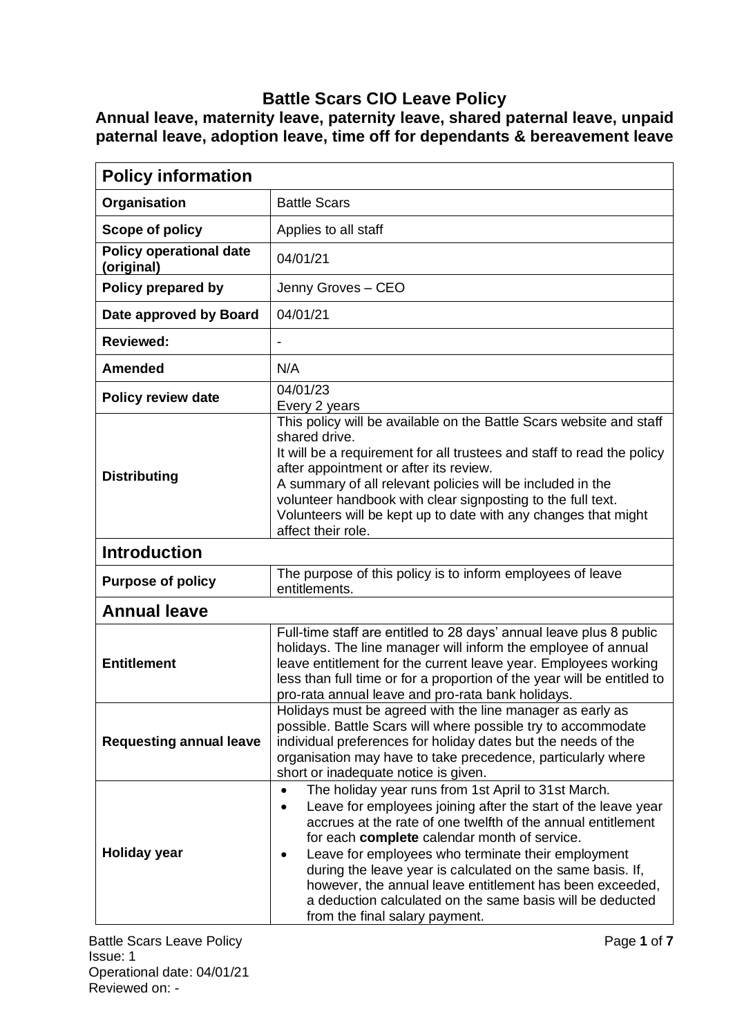# Battle Scars CIO Leave Policy

## Annual leave, maternity leave, paternity leave, shared paternal leave, unpaid paternal leave, adoption leave, time off for dependants & bereavement leave

| **Policy information** | |
|---|---|
| **Organisation** | Battle Scars |
| **Scope of policy** | Applies to all staff |
| **Policy operational date (original)** | 04/01/21 |
| **Policy prepared by** | Jenny Groves – CEO |
| **Date approved by Board** | 04/01/21 |
| **Reviewed:** | - |
| **Amended** | N/A |
| **Policy review date** | 04/01/23<br>Every 2 years |
| **Distributing** | This policy will be available on the Battle Scars website and staff shared drive.<br>It will be a requirement for all trustees and staff to read the policy after appointment or after its review.<br>A summary of all relevant policies will be included in the volunteer handbook with clear signposting to the full text.<br>Volunteers will be kept up to date with any changes that might affect their role. |
| **Introduction** | |
| **Purpose of policy** | The purpose of this policy is to inform employees of leave entitlements. |
| **Annual leave** | |
| **Entitlement** | Full-time staff are entitled to 28 days' annual leave plus 8 public holidays. The line manager will inform the employee of annual leave entitlement for the current leave year. Employees working less than full time or for a proportion of the year will be entitled to pro-rata annual leave and pro-rata bank holidays. |
| **Requesting annual leave** | Holidays must be agreed with the line manager as early as possible. Battle Scars will where possible try to accommodate individual preferences for holiday dates but the needs of the organisation may have to take precedence, particularly where short or inadequate notice is given. |
| **Holiday year** | • The holiday year runs from 1st April to 31st March.<br>• Leave for employees joining after the start of the leave year accrues at the rate of one twelfth of the annual entitlement for each **complete** calendar month of service.<br>• Leave for employees who terminate their employment during the leave year is calculated on the same basis. If, however, the annual leave entitlement has been exceeded, a deduction calculated on the same basis will be deducted from the final salary payment. |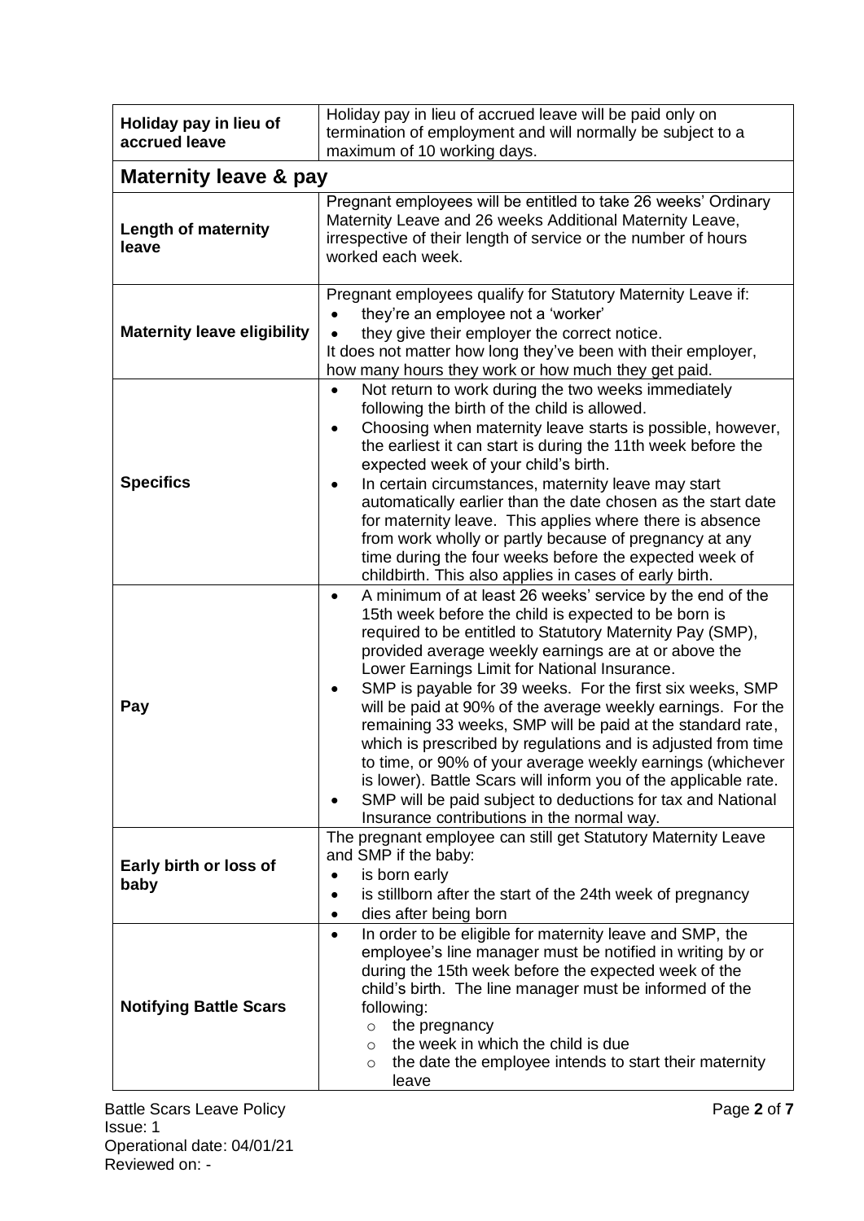| Holiday pay in lieu of accrued leave | Holiday pay in lieu of accrued leave will be paid only on termination of employment and will normally be subject to a maximum of 10 working days. |
|---|---|
| **Maternity leave & pay** | |
| **Length of maternity leave** | Pregnant employees will be entitled to take 26 weeks' Ordinary Maternity Leave and 26 weeks Additional Maternity Leave, irrespective of their length of service or the number of hours worked each week. |
| **Maternity leave eligibility** | Pregnant employees qualify for Statutory Maternity Leave if:<br>• they're an employee not a 'worker'<br>• they give their employer the correct notice.<br>It does not matter how long they've been with their employer, how many hours they work or how much they get paid. |
| **Specifics** | • Not return to work during the two weeks immediately following the birth of the child is allowed.<br>• Choosing when maternity leave starts is possible, however, the earliest it can start is during the 11th week before the expected week of your child's birth.<br>• In certain circumstances, maternity leave may start automatically earlier than the date chosen as the start date for maternity leave. This applies where there is absence from work wholly or partly because of pregnancy at any time during the four weeks before the expected week of childbirth. This also applies in cases of early birth. |
| **Pay** | • A minimum of at least 26 weeks' service by the end of the 15th week before the child is expected to be born is required to be entitled to Statutory Maternity Pay (SMP), provided average weekly earnings are at or above the Lower Earnings Limit for National Insurance.<br>• SMP is payable for 39 weeks. For the first six weeks, SMP will be paid at 90% of the average weekly earnings. For the remaining 33 weeks, SMP will be paid at the standard rate, which is prescribed by regulations and is adjusted from time to time, or 90% of your average weekly earnings (whichever is lower). Battle Scars will inform you of the applicable rate.<br>• SMP will be paid subject to deductions for tax and National Insurance contributions in the normal way. |
| **Early birth or loss of baby** | The pregnant employee can still get Statutory Maternity Leave and SMP if the baby:<br>• is born early<br>• is stillborn after the start of the 24th week of pregnancy<br>• dies after being born |
| **Notifying Battle Scars** | • In order to be eligible for maternity leave and SMP, the employee's line manager must be notified in writing by or during the 15th week before the expected week of the child's birth. The line manager must be informed of the following:<br>  ○ the pregnancy<br>  ○ the week in which the child is due<br>  ○ the date the employee intends to start their maternity leave |

Battle Scars Leave Policy
Issue: 1
Operational date: 04/01/21
Reviewed on: -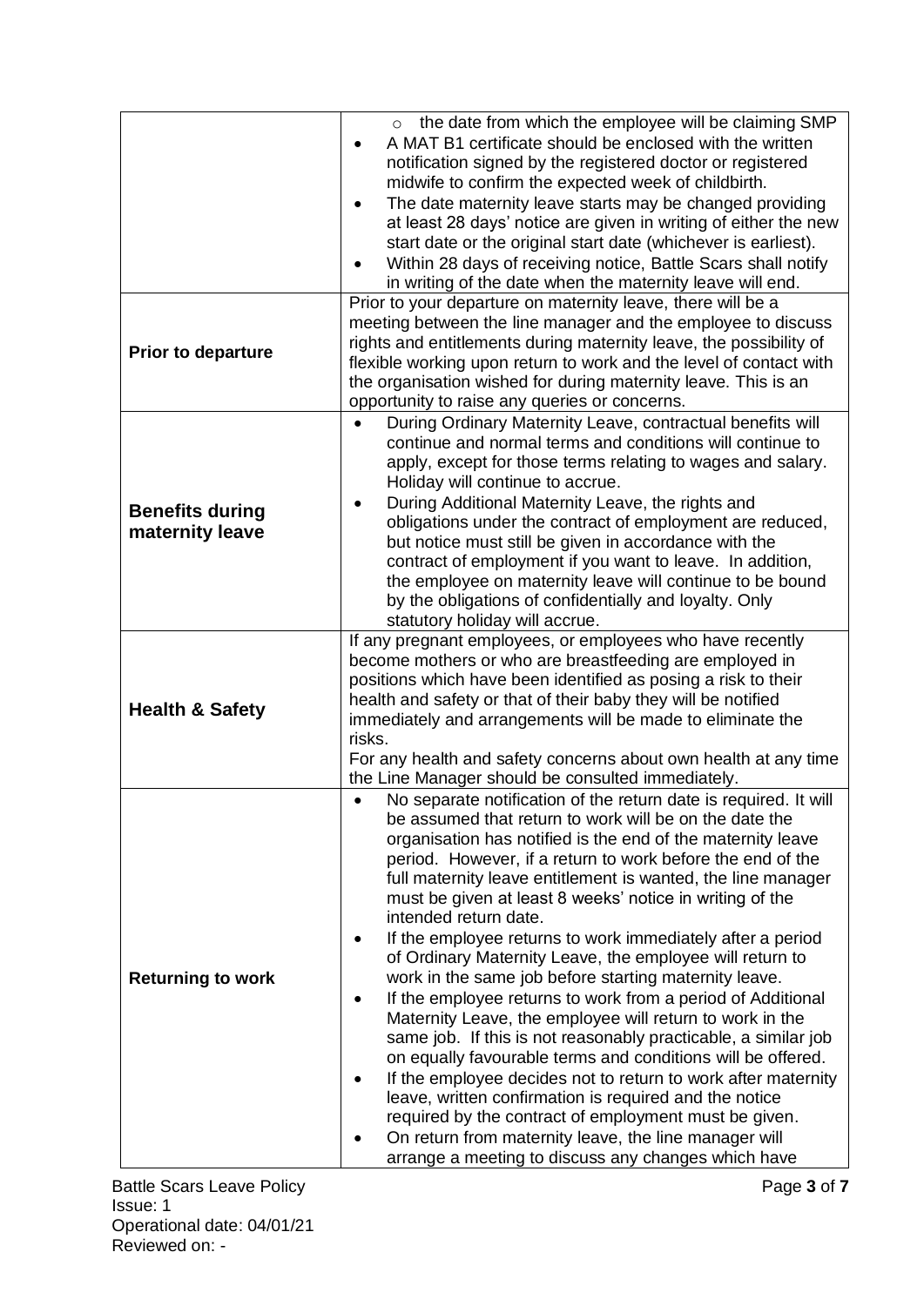| | |
|---|---|
| | ◦ the date from which the employee will be claiming SMP<br>• A MAT B1 certificate should be enclosed with the written notification signed by the registered doctor or registered midwife to confirm the expected week of childbirth.<br>• The date maternity leave starts may be changed providing at least 28 days' notice are given in writing of either the new start date or the original start date (whichever is earliest).<br>• Within 28 days of receiving notice, Battle Scars shall notify in writing of the date when the maternity leave will end. |
| **Prior to departure** | Prior to your departure on maternity leave, there will be a meeting between the line manager and the employee to discuss rights and entitlements during maternity leave, the possibility of flexible working upon return to work and the level of contact with the organisation wished for during maternity leave. This is an opportunity to raise any queries or concerns. |
| **Benefits during maternity leave** | • During Ordinary Maternity Leave, contractual benefits will continue and normal terms and conditions will continue to apply, except for those terms relating to wages and salary. Holiday will continue to accrue.<br>• During Additional Maternity Leave, the rights and obligations under the contract of employment are reduced, but notice must still be given in accordance with the contract of employment if you want to leave. In addition, the employee on maternity leave will continue to be bound by the obligations of confidentially and loyalty. Only statutory holiday will accrue. |
| **Health & Safety** | If any pregnant employees, or employees who have recently become mothers or who are breastfeeding are employed in positions which have been identified as posing a risk to their health and safety or that of their baby they will be notified immediately and arrangements will be made to eliminate the risks.<br>For any health and safety concerns about own health at any time the Line Manager should be consulted immediately. |
| **Returning to work** | • No separate notification of the return date is required. It will be assumed that return to work will be on the date the organisation has notified is the end of the maternity leave period. However, if a return to work before the end of the full maternity leave entitlement is wanted, the line manager must be given at least 8 weeks' notice in writing of the intended return date.<br>• If the employee returns to work immediately after a period of Ordinary Maternity Leave, the employee will return to work in the same job before starting maternity leave.<br>• If the employee returns to work from a period of Additional Maternity Leave, the employee will return to work in the same job. If this is not reasonably practicable, a similar job on equally favourable terms and conditions will be offered.<br>• If the employee decides not to return to work after maternity leave, written confirmation is required and the notice required by the contract of employment must be given.<br>• On return from maternity leave, the line manager will arrange a meeting to discuss any changes which have |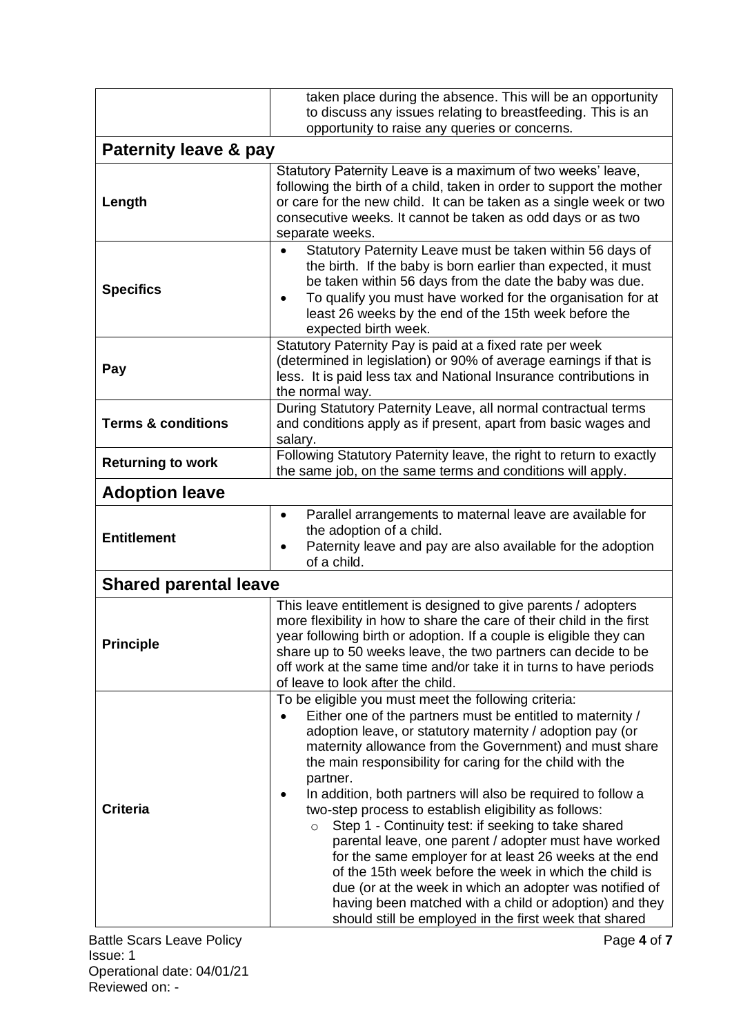| | |
|---|---|
| | taken place during the absence. This will be an opportunity to discuss any issues relating to breastfeeding. This is an opportunity to raise any queries or concerns. |
| **Paternity leave & pay** | |
| **Length** | Statutory Paternity Leave is a maximum of two weeks' leave, following the birth of a child, taken in order to support the mother or care for the new child. It can be taken as a single week or two consecutive weeks. It cannot be taken as odd days or as two separate weeks. |
| **Specifics** | • Statutory Paternity Leave must be taken within 56 days of the birth. If the baby is born earlier than expected, it must be taken within 56 days from the date the baby was due.<br>• To qualify you must have worked for the organisation for at least 26 weeks by the end of the 15th week before the expected birth week. |
| **Pay** | Statutory Paternity Pay is paid at a fixed rate per week (determined in legislation) or 90% of average earnings if that is less. It is paid less tax and National Insurance contributions in the normal way. |
| **Terms & conditions** | During Statutory Paternity Leave, all normal contractual terms and conditions apply as if present, apart from basic wages and salary. |
| **Returning to work** | Following Statutory Paternity leave, the right to return to exactly the same job, on the same terms and conditions will apply. |
| **Adoption leave** | |
| **Entitlement** | • Parallel arrangements to maternal leave are available for the adoption of a child.<br>• Paternity leave and pay are also available for the adoption of a child. |
| **Shared parental leave** | |
| **Principle** | This leave entitlement is designed to give parents / adopters more flexibility in how to share the care of their child in the first year following birth or adoption. If a couple is eligible they can share up to 50 weeks leave, the two partners can decide to be off work at the same time and/or take it in turns to have periods of leave to look after the child. |
| **Criteria** | To be eligible you must meet the following criteria:<br>• Either one of the partners must be entitled to maternity / adoption leave, or statutory maternity / adoption pay (or maternity allowance from the Government) and must share the main responsibility for caring for the child with the partner.<br>• In addition, both partners will also be required to follow a two-step process to establish eligibility as follows:<br>&nbsp;&nbsp;&nbsp;&nbsp;○ Step 1 - Continuity test: if seeking to take shared parental leave, one parent / adopter must have worked for the same employer for at least 26 weeks at the end of the 15th week before the week in which the child is due (or at the week in which an adopter was notified of having been matched with a child or adoption) and they should still be employed in the first week that shared |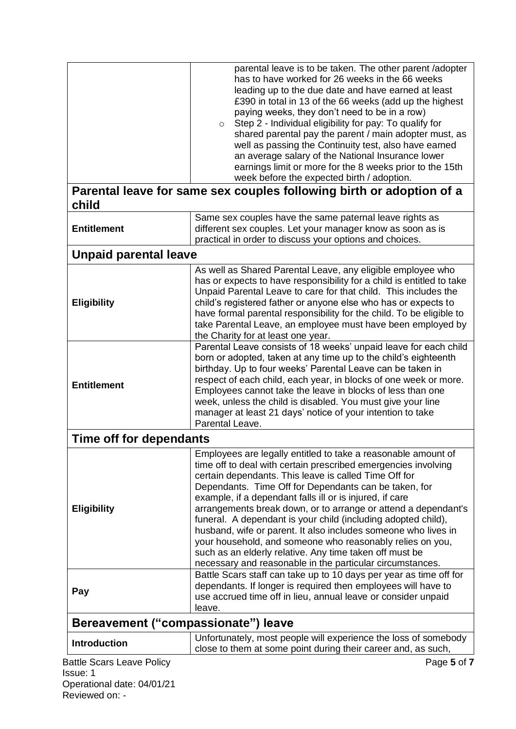| | |
|---|---|
| | parental leave is to be taken. The other parent /adopter has to have worked for 26 weeks in the 66 weeks leading up to the due date and have earned at least £390 in total in 13 of the 66 weeks (add up the highest paying weeks, they don't need to be in a row)<br>○ Step 2 - Individual eligibility for pay: To qualify for shared parental pay the parent / main adopter must, as well as passing the Continuity test, also have earned an average salary of the National Insurance lower earnings limit or more for the 8 weeks prior to the 15th week before the expected birth / adoption. |

## Parental leave for same sex couples following birth or adoption of a child

| | |
|---|---|
| **Entitlement** | Same sex couples have the same paternal leave rights as different sex couples. Let your manager know as soon as is practical in order to discuss your options and choices. |

## Unpaid parental leave

| | |
|---|---|
| **Eligibility** | As well as Shared Parental Leave, any eligible employee who has or expects to have responsibility for a child is entitled to take Unpaid Parental Leave to care for that child. This includes the child's registered father or anyone else who has or expects to have formal parental responsibility for the child. To be eligible to take Parental Leave, an employee must have been employed by the Charity for at least one year. |
| **Entitlement** | Parental Leave consists of 18 weeks' unpaid leave for each child born or adopted, taken at any time up to the child's eighteenth birthday. Up to four weeks' Parental Leave can be taken in respect of each child, each year, in blocks of one week or more. Employees cannot take the leave in blocks of less than one week, unless the child is disabled. You must give your line manager at least 21 days' notice of your intention to take Parental Leave. |

## Time off for dependants

| | |
|---|---|
| **Eligibility** | Employees are legally entitled to take a reasonable amount of time off to deal with certain prescribed emergencies involving certain dependants. This leave is called Time Off for Dependants. Time Off for Dependants can be taken, for example, if a dependant falls ill or is injured, if care arrangements break down, or to arrange or attend a dependant's funeral. A dependant is your child (including adopted child), husband, wife or parent. It also includes someone who lives in your household, and someone who reasonably relies on you, such as an elderly relative. Any time taken off must be necessary and reasonable in the particular circumstances. |
| **Pay** | Battle Scars staff can take up to 10 days per year as time off for dependants. If longer is required then employees will have to use accrued time off in lieu, annual leave or consider unpaid leave. |

## Bereavement ("compassionate") leave

| | |
|---|---|
| **Introduction** | Unfortunately, most people will experience the loss of somebody close to them at some point during their career and, as such, |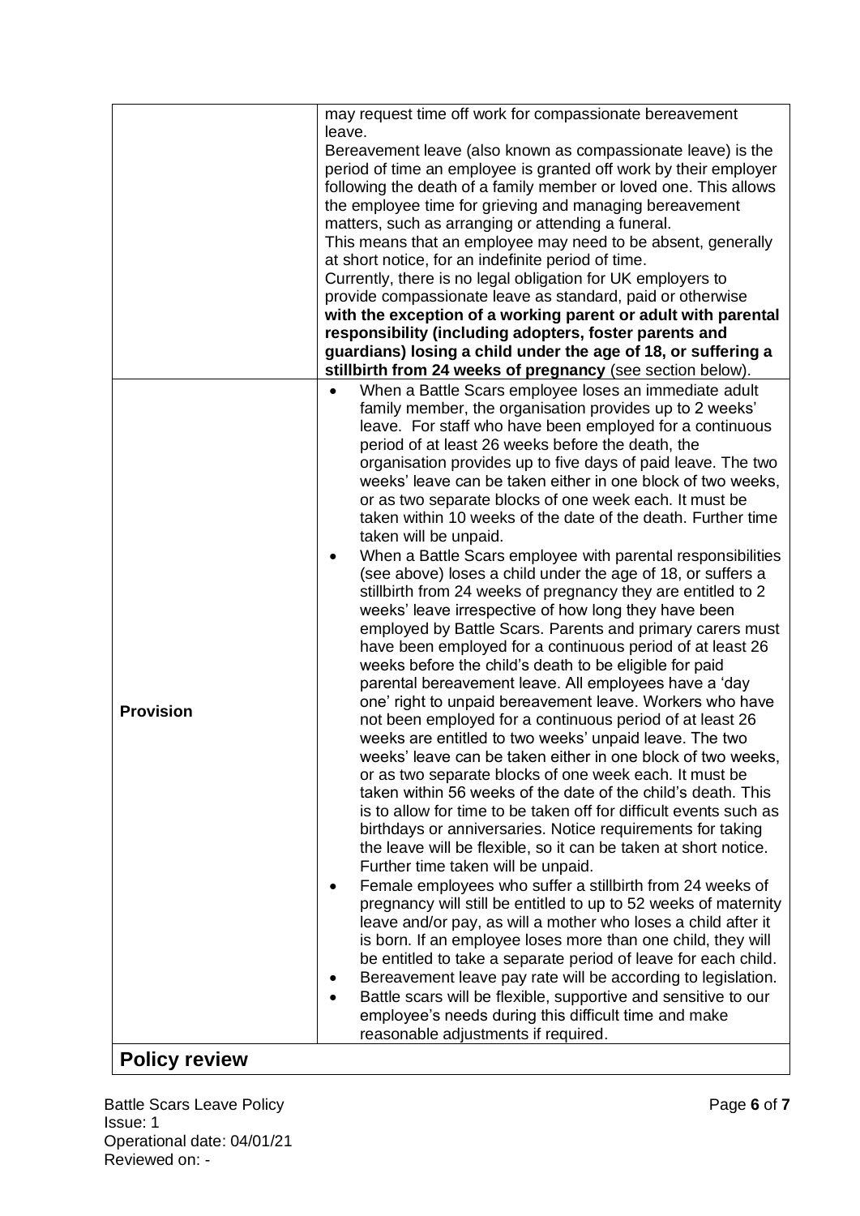| | |
|---|---|
| | may request time off work for compassionate bereavement leave.<br>Bereavement leave (also known as compassionate leave) is the period of time an employee is granted off work by their employer following the death of a family member or loved one. This allows the employee time for grieving and managing bereavement matters, such as arranging or attending a funeral.<br>This means that an employee may need to be absent, generally at short notice, for an indefinite period of time.<br>Currently, there is no legal obligation for UK employers to provide compassionate leave as standard, paid or otherwise **with the exception of a working parent or adult with parental responsibility (including adopters, foster parents and guardians) losing a child under the age of 18, or suffering a stillbirth from 24 weeks of pregnancy** (see section below). |
| **Provision** | • When a Battle Scars employee loses an immediate adult family member, the organisation provides up to 2 weeks' leave. For staff who have been employed for a continuous period of at least 26 weeks before the death, the organisation provides up to five days of paid leave. The two weeks' leave can be taken either in one block of two weeks, or as two separate blocks of one week each. It must be taken within 10 weeks of the date of the death. Further time taken will be unpaid.<br>• When a Battle Scars employee with parental responsibilities (see above) loses a child under the age of 18, or suffers a stillbirth from 24 weeks of pregnancy they are entitled to 2 weeks' leave irrespective of how long they have been employed by Battle Scars. Parents and primary carers must have been employed for a continuous period of at least 26 weeks before the child's death to be eligible for paid parental bereavement leave. All employees have a 'day one' right to unpaid bereavement leave. Workers who have not been employed for a continuous period of at least 26 weeks are entitled to two weeks' unpaid leave. The two weeks' leave can be taken either in one block of two weeks, or as two separate blocks of one week each. It must be taken within 56 weeks of the date of the child's death. This is to allow for time to be taken off for difficult events such as birthdays or anniversaries. Notice requirements for taking the leave will be flexible, so it can be taken at short notice. Further time taken will be unpaid.<br>• Female employees who suffer a stillbirth from 24 weeks of pregnancy will still be entitled to up to 52 weeks of maternity leave and/or pay, as will a mother who loses a child after it is born. If an employee loses more than one child, they will be entitled to take a separate period of leave for each child.<br>• Bereavement leave pay rate will be according to legislation.<br>• Battle scars will be flexible, supportive and sensitive to our employee's needs during this difficult time and make reasonable adjustments if required. |

## Policy review

Battle Scars Leave Policy
Issue: 1
Operational date: 04/01/21
Reviewed on: -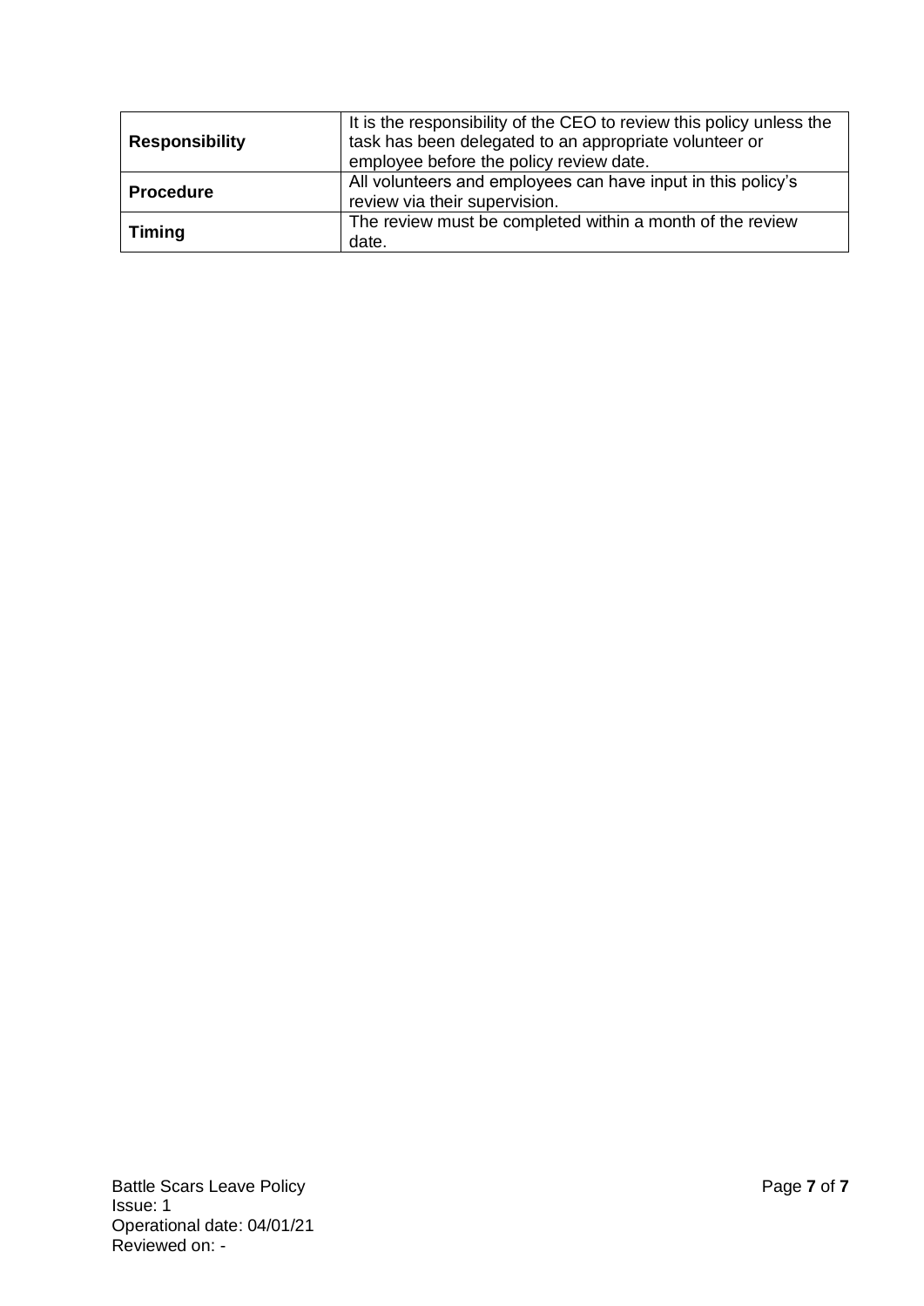| | |
|---|---|
| **Responsibility** | It is the responsibility of the CEO to review this policy unless the task has been delegated to an appropriate volunteer or employee before the policy review date. |
| **Procedure** | All volunteers and employees can have input in this policy's review via their supervision. |
| **Timing** | The review must be completed within a month of the review date. |